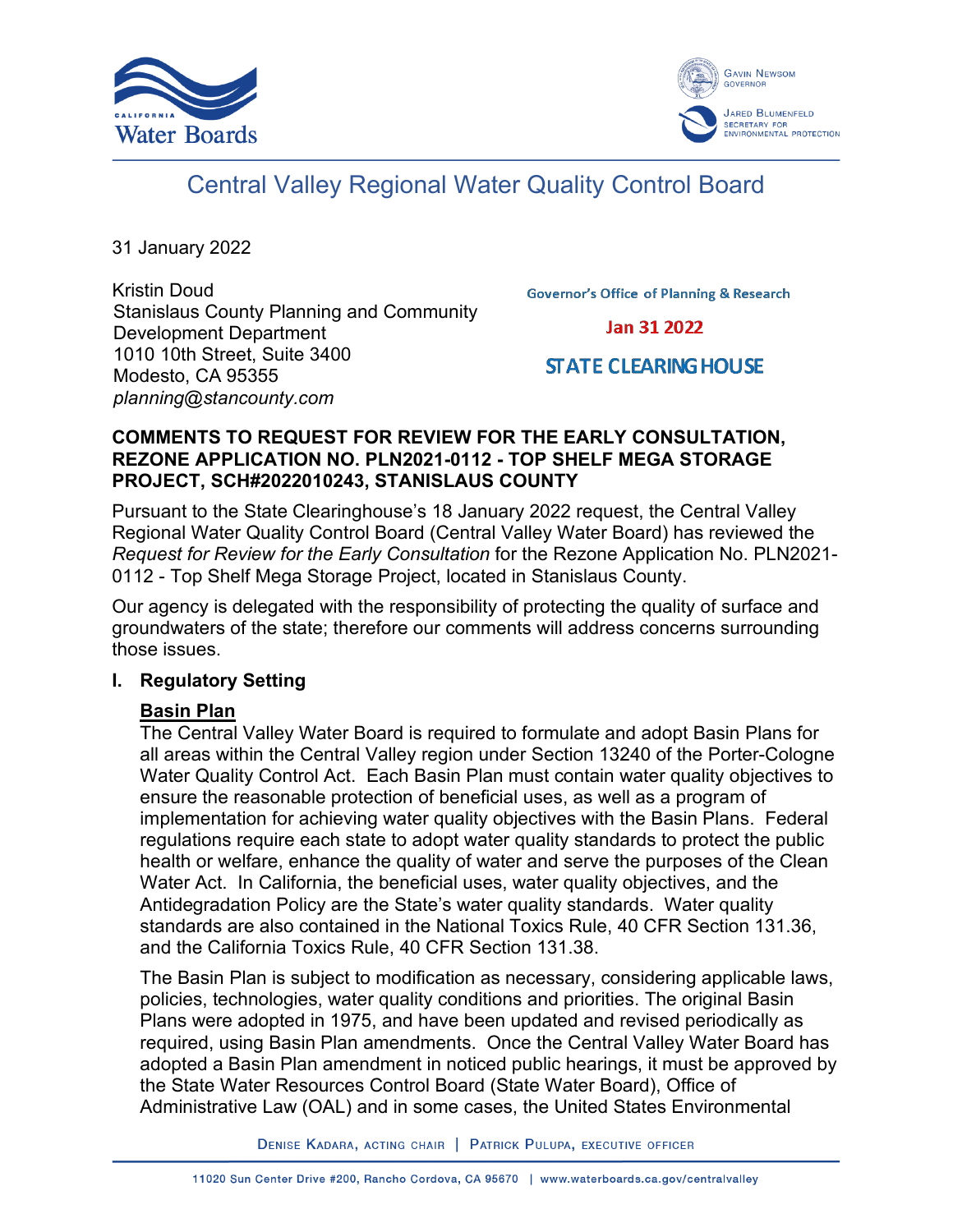# Central Valley Regional Water Quality Control Board

31 January 2022

Kristin Doud
Stanislaus County Planning and Community Development Department
1010 10th Street, Suite 3400
Modesto, CA 95355
*planning@stancounty.com*

Governor's Office of Planning & Research

Jan 31 2022

STATE CLEARING HOUSE

**COMMENTS TO REQUEST FOR REVIEW FOR THE EARLY CONSULTATION, REZONE APPLICATION NO. PLN2021-0112 - TOP SHELF MEGA STORAGE PROJECT, SCH#2022010243, STANISLAUS COUNTY**

Pursuant to the State Clearinghouse's 18 January 2022 request, the Central Valley Regional Water Quality Control Board (Central Valley Water Board) has reviewed the *Request for Review for the Early Consultation* for the Rezone Application No. PLN2021-0112 - Top Shelf Mega Storage Project, located in Stanislaus County.

Our agency is delegated with the responsibility of protecting the quality of surface and groundwaters of the state; therefore our comments will address concerns surrounding those issues.

## I. Regulatory Setting

### Basin Plan

The Central Valley Water Board is required to formulate and adopt Basin Plans for all areas within the Central Valley region under Section 13240 of the Porter-Cologne Water Quality Control Act. Each Basin Plan must contain water quality objectives to ensure the reasonable protection of beneficial uses, as well as a program of implementation for achieving water quality objectives with the Basin Plans. Federal regulations require each state to adopt water quality standards to protect the public health or welfare, enhance the quality of water and serve the purposes of the Clean Water Act. In California, the beneficial uses, water quality objectives, and the Antidegradation Policy are the State's water quality standards. Water quality standards are also contained in the National Toxics Rule, 40 CFR Section 131.36, and the California Toxics Rule, 40 CFR Section 131.38.

The Basin Plan is subject to modification as necessary, considering applicable laws, policies, technologies, water quality conditions and priorities. The original Basin Plans were adopted in 1975, and have been updated and revised periodically as required, using Basin Plan amendments. Once the Central Valley Water Board has adopted a Basin Plan amendment in noticed public hearings, it must be approved by the State Water Resources Control Board (State Water Board), Office of Administrative Law (OAL) and in some cases, the United States Environmental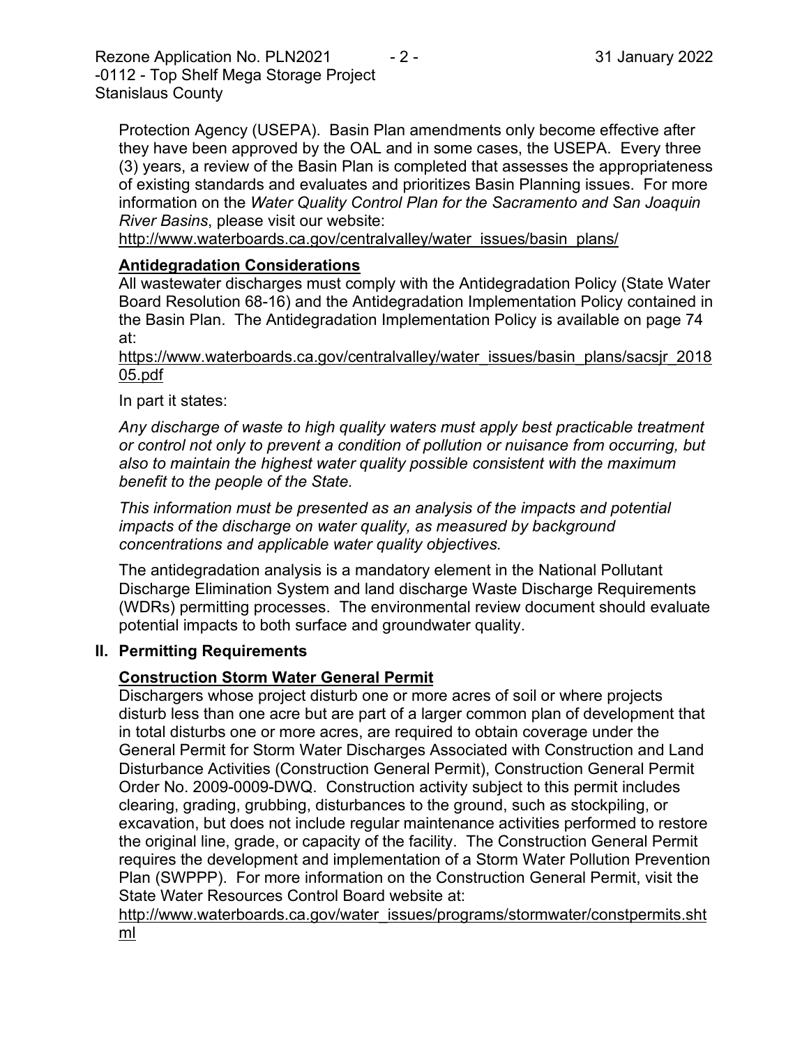Protection Agency (USEPA). Basin Plan amendments only become effective after they have been approved by the OAL and in some cases, the USEPA. Every three (3) years, a review of the Basin Plan is completed that assesses the appropriateness of existing standards and evaluates and prioritizes Basin Planning issues. For more information on the *Water Quality Control Plan for the Sacramento and San Joaquin River Basins*, please visit our website:
http://www.waterboards.ca.gov/centralvalley/water_issues/basin_plans/

**Antidegradation Considerations**

All wastewater discharges must comply with the Antidegradation Policy (State Water Board Resolution 68-16) and the Antidegradation Implementation Policy contained in the Basin Plan. The Antidegradation Implementation Policy is available on page 74 at:
https://www.waterboards.ca.gov/centralvalley/water_issues/basin_plans/sacsjr_201805.pdf

In part it states:

*Any discharge of waste to high quality waters must apply best practicable treatment or control not only to prevent a condition of pollution or nuisance from occurring, but also to maintain the highest water quality possible consistent with the maximum benefit to the people of the State.*

*This information must be presented as an analysis of the impacts and potential impacts of the discharge on water quality, as measured by background concentrations and applicable water quality objectives.*

The antidegradation analysis is a mandatory element in the National Pollutant Discharge Elimination System and land discharge Waste Discharge Requirements (WDRs) permitting processes. The environmental review document should evaluate potential impacts to both surface and groundwater quality.

## II. Permitting Requirements

**Construction Storm Water General Permit**

Dischargers whose project disturb one or more acres of soil or where projects disturb less than one acre but are part of a larger common plan of development that in total disturbs one or more acres, are required to obtain coverage under the General Permit for Storm Water Discharges Associated with Construction and Land Disturbance Activities (Construction General Permit), Construction General Permit Order No. 2009-0009-DWQ. Construction activity subject to this permit includes clearing, grading, grubbing, disturbances to the ground, such as stockpiling, or excavation, but does not include regular maintenance activities performed to restore the original line, grade, or capacity of the facility. The Construction General Permit requires the development and implementation of a Storm Water Pollution Prevention Plan (SWPPP). For more information on the Construction General Permit, visit the State Water Resources Control Board website at:
http://www.waterboards.ca.gov/water_issues/programs/stormwater/constpermits.shtml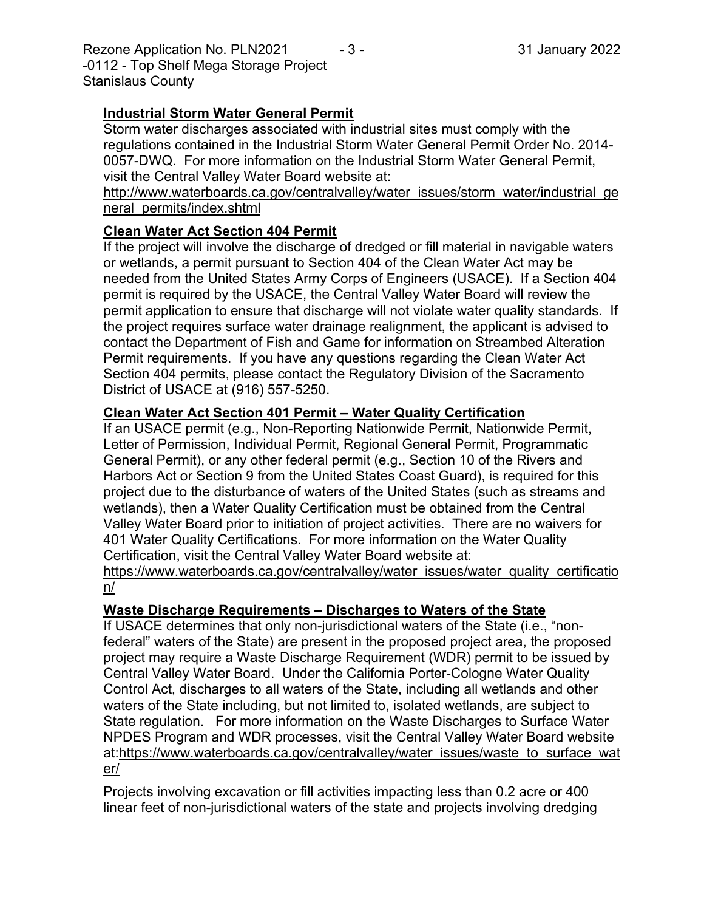## Industrial Storm Water General Permit

Storm water discharges associated with industrial sites must comply with the regulations contained in the Industrial Storm Water General Permit Order No. 2014-0057-DWQ. For more information on the Industrial Storm Water General Permit, visit the Central Valley Water Board website at:
http://www.waterboards.ca.gov/centralvalley/water_issues/storm_water/industrial_general_permits/index.shtml

## Clean Water Act Section 404 Permit

If the project will involve the discharge of dredged or fill material in navigable waters or wetlands, a permit pursuant to Section 404 of the Clean Water Act may be needed from the United States Army Corps of Engineers (USACE). If a Section 404 permit is required by the USACE, the Central Valley Water Board will review the permit application to ensure that discharge will not violate water quality standards. If the project requires surface water drainage realignment, the applicant is advised to contact the Department of Fish and Game for information on Streambed Alteration Permit requirements. If you have any questions regarding the Clean Water Act Section 404 permits, please contact the Regulatory Division of the Sacramento District of USACE at (916) 557-5250.

## Clean Water Act Section 401 Permit – Water Quality Certification

If an USACE permit (e.g., Non-Reporting Nationwide Permit, Nationwide Permit, Letter of Permission, Individual Permit, Regional General Permit, Programmatic General Permit), or any other federal permit (e.g., Section 10 of the Rivers and Harbors Act or Section 9 from the United States Coast Guard), is required for this project due to the disturbance of waters of the United States (such as streams and wetlands), then a Water Quality Certification must be obtained from the Central Valley Water Board prior to initiation of project activities. There are no waivers for 401 Water Quality Certifications. For more information on the Water Quality Certification, visit the Central Valley Water Board website at:
https://www.waterboards.ca.gov/centralvalley/water_issues/water_quality_certification/

## Waste Discharge Requirements – Discharges to Waters of the State

If USACE determines that only non-jurisdictional waters of the State (i.e., "non-federal" waters of the State) are present in the proposed project area, the proposed project may require a Waste Discharge Requirement (WDR) permit to be issued by Central Valley Water Board. Under the California Porter-Cologne Water Quality Control Act, discharges to all waters of the State, including all wetlands and other waters of the State including, but not limited to, isolated wetlands, are subject to State regulation. For more information on the Waste Discharges to Surface Water NPDES Program and WDR processes, visit the Central Valley Water Board website at:https://www.waterboards.ca.gov/centralvalley/water_issues/waste_to_surface_water/

Projects involving excavation or fill activities impacting less than 0.2 acre or 400 linear feet of non-jurisdictional waters of the state and projects involving dredging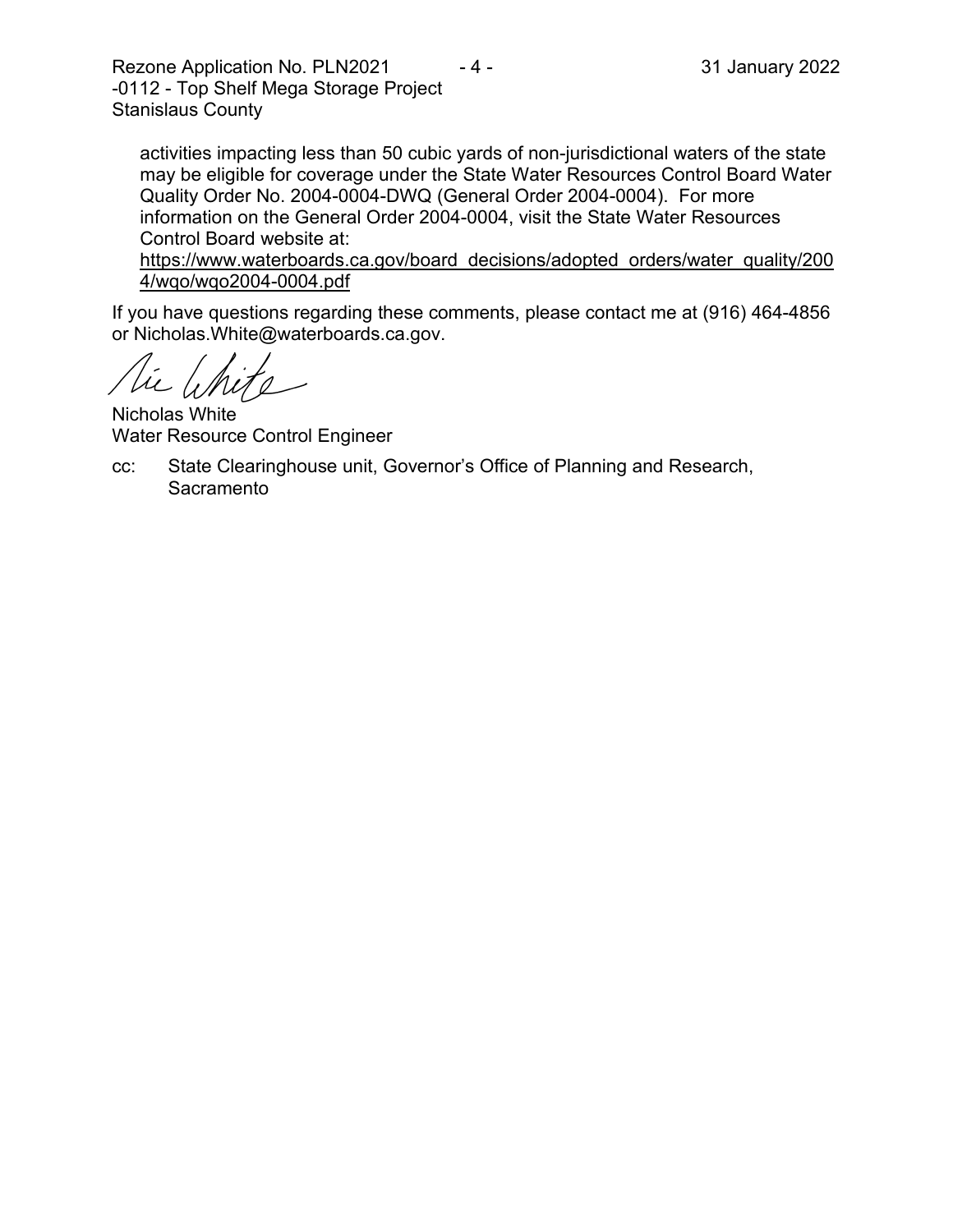activities impacting less than 50 cubic yards of non-jurisdictional waters of the state may be eligible for coverage under the State Water Resources Control Board Water Quality Order No. 2004-0004-DWQ (General Order 2004-0004). For more information on the General Order 2004-0004, visit the State Water Resources Control Board website at:
https://www.waterboards.ca.gov/board_decisions/adopted_orders/water_quality/2004/wqo/wqo2004-0004.pdf

If you have questions regarding these comments, please contact me at (916) 464-4856 or Nicholas.White@waterboards.ca.gov.

Nicholas White
Water Resource Control Engineer

cc: State Clearinghouse unit, Governor's Office of Planning and Research, Sacramento